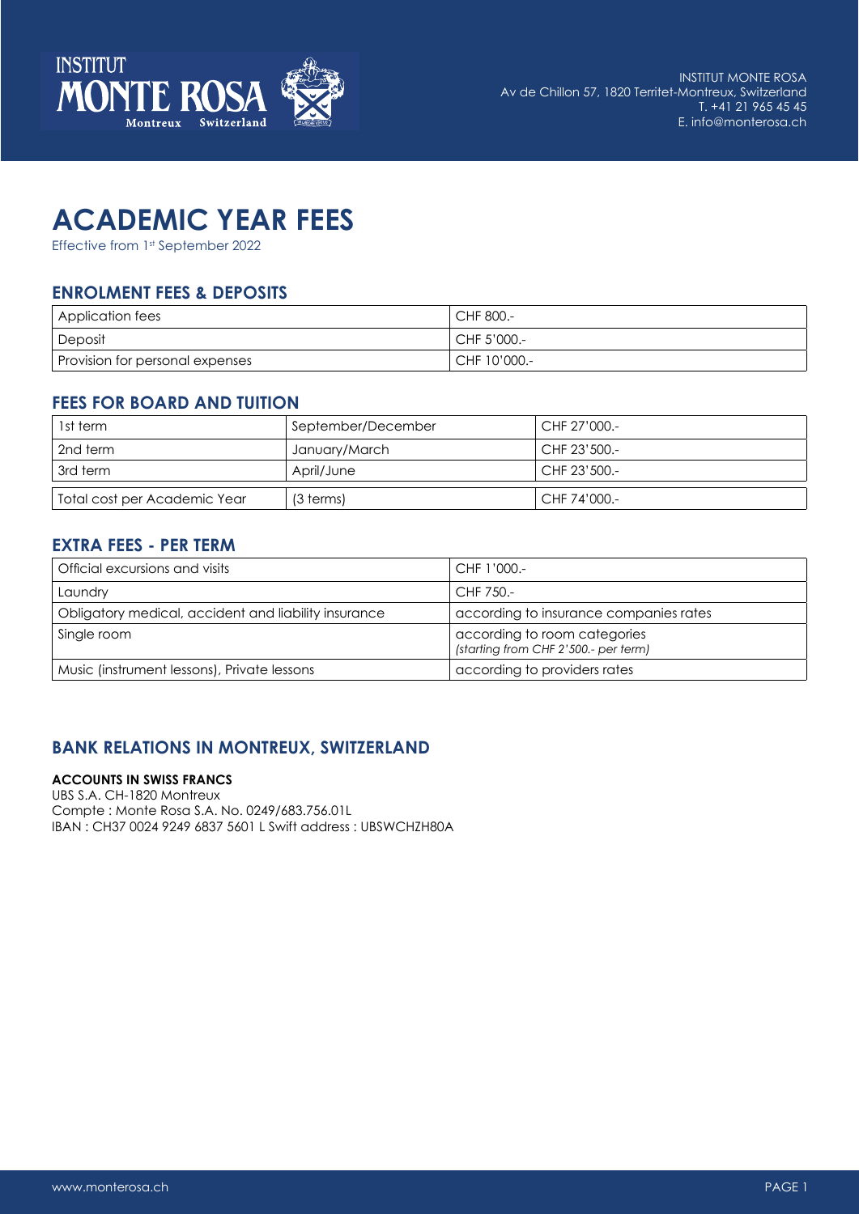INSTITUT MONTE ROSA
Av de Chillon 57, 1820 Territet-Montreux, Switzerland
T. +41 21 965 45 45
E. info@monterosa.ch

# ACADEMIC YEAR FEES

Effective from 1st September 2022

## ENROLMENT FEES & DEPOSITS

| | |
|---|---|
| Application fees | CHF 800.- |
| Deposit | CHF 5'000.- |
| Provision for personal expenses | CHF 10'000.- |

## FEES FOR BOARD AND TUITION

| | | |
|---|---|---|
| 1st term | September/December | CHF 27'000.- |
| 2nd term | January/March | CHF 23'500.- |
| 3rd term | April/June | CHF 23'500.- |
| Total cost per Academic Year | (3 terms) | CHF 74'000.- |

## EXTRA FEES - PER TERM

| | |
|---|---|
| Official excursions and visits | CHF 1'000.- |
| Laundry | CHF 750.- |
| Obligatory medical, accident and liability insurance | according to insurance companies rates |
| Single room | according to room categories *(starting from CHF 2'500.- per term)* |
| Music (instrument lessons), Private lessons | according to providers rates |

## BANK RELATIONS IN MONTREUX, SWITZERLAND

**ACCOUNTS IN SWISS FRANCS**
UBS S.A. CH-1820 Montreux
Compte : Monte Rosa S.A. No. 0249/683.756.01L
IBAN : CH37 0024 9249 6837 5601 L Swift address : UBSWCHZH80A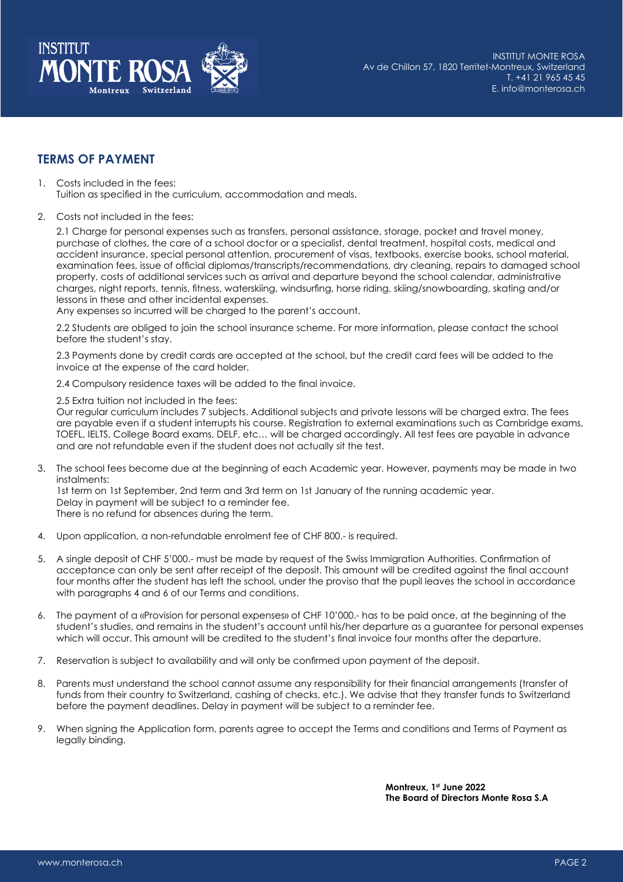INSTITUT MONTE ROSA
Av de Chillon 57, 1820 Territet-Montreux, Switzerland
T. +41 21 965 45 45
E. info@monterosa.ch

## TERMS OF PAYMENT

1. Costs included in the fees:
   Tuition as specified in the curriculum, accommodation and meals.

2. Costs not included in the fees:

   2.1 Charge for personal expenses such as transfers, personal assistance, storage, pocket and travel money, purchase of clothes, the care of a school doctor or a specialist, dental treatment, hospital costs, medical and accident insurance, special personal attention, procurement of visas, textbooks, exercise books, school material, examination fees, issue of official diplomas/transcripts/recommendations, dry cleaning, repairs to damaged school property, costs of additional services such as arrival and departure beyond the school calendar, administrative charges, night reports, tennis, fitness, waterskiing, windsurfing, horse riding, skiing/snowboarding, skating and/or lessons in these and other incidental expenses.
   Any expenses so incurred will be charged to the parent's account.

   2.2 Students are obliged to join the school insurance scheme. For more information, please contact the school before the student's stay.

   2.3 Payments done by credit cards are accepted at the school, but the credit card fees will be added to the invoice at the expense of the card holder.

   2.4 Compulsory residence taxes will be added to the final invoice.

   2.5 Extra tuition not included in the fees:
   Our regular curriculum includes 7 subjects. Additional subjects and private lessons will be charged extra. The fees are payable even if a student interrupts his course. Registration to external examinations such as Cambridge exams, TOEFL, IELTS, College Board exams, DELF, etc… will be charged accordingly. All test fees are payable in advance and are not refundable even if the student does not actually sit the test.

3. The school fees become due at the beginning of each Academic year. However, payments may be made in two instalments:
   1st term on 1st September, 2nd term and 3rd term on 1st January of the running academic year.
   Delay in payment will be subject to a reminder fee.
   There is no refund for absences during the term.

4. Upon application, a non-refundable enrolment fee of CHF 800.- is required.

5. A single deposit of CHF 5'000.- must be made by request of the Swiss Immigration Authorities. Confirmation of acceptance can only be sent after receipt of the deposit. This amount will be credited against the final account four months after the student has left the school, under the proviso that the pupil leaves the school in accordance with paragraphs 4 and 6 of our Terms and conditions.

6. The payment of a «Provision for personal expenses» of CHF 10'000.- has to be paid once, at the beginning of the student's studies, and remains in the student's account until his/her departure as a guarantee for personal expenses which will occur. This amount will be credited to the student's final invoice four months after the departure.

7. Reservation is subject to availability and will only be confirmed upon payment of the deposit.

8. Parents must understand the school cannot assume any responsibility for their financial arrangements (transfer of funds from their country to Switzerland, cashing of checks, etc.). We advise that they transfer funds to Switzerland before the payment deadlines. Delay in payment will be subject to a reminder fee.

9. When signing the Application form, parents agree to accept the Terms and conditions and Terms of Payment as legally binding.

**Montreux, 1st June 2022**
**The Board of Directors Monte Rosa S.A**